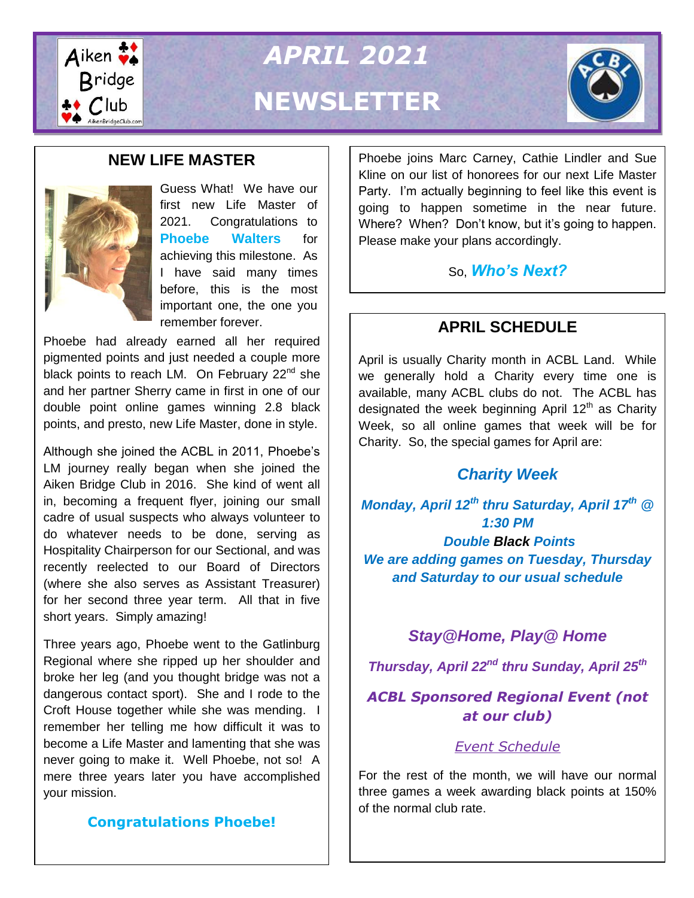# APRIL 2021 NEWSLETTER

## NEW LIFE MASTER

Guess What! We have our first new Life Master of 2021. Congratulations to **Phoebe Walters** for achieving this milestone. As I have said many times before, this is the most important one, the one you remember forever.

Phoebe had already earned all her required pigmented points and just needed a couple more black points to reach LM. On February 22nd she and her partner Sherry came in first in one of our double point online games winning 2.8 black points, and presto, new Life Master, done in style.

Although she joined the ACBL in 2011, Phoebe's LM journey really began when she joined the Aiken Bridge Club in 2016. She kind of went all in, becoming a frequent flyer, joining our small cadre of usual suspects who always volunteer to do whatever needs to be done, serving as Hospitality Chairperson for our Sectional, and was recently reelected to our Board of Directors (where she also serves as Assistant Treasurer) for her second three year term. All that in five short years. Simply amazing!

Three years ago, Phoebe went to the Gatlinburg Regional where she ripped up her shoulder and broke her leg (and you thought bridge was not a dangerous contact sport). She and I rode to the Croft House together while she was mending. I remember her telling me how difficult it was to become a Life Master and lamenting that she was never going to make it. Well Phoebe, not so! A mere three years later you have accomplished your mission.

**Congratulations Phoebe!**

Phoebe joins Marc Carney, Cathie Lindler and Sue Kline on our list of honorees for our next Life Master Party. I'm actually beginning to feel like this event is going to happen sometime in the near future. Where? When? Don't know, but it's going to happen. Please make your plans accordingly.

So, ***Who's Next?***

## APRIL SCHEDULE

April is usually Charity month in ACBL Land. While we generally hold a Charity every time one is available, many ACBL clubs do not. The ACBL has designated the week beginning April 12th as Charity Week, so all online games that week will be for Charity. So, the special games for April are:

### *Charity Week*

***Monday, April 12th thru Saturday, April 17th @ 1:30 PM***

***Double Black Points***

***We are adding games on Tuesday, Thursday and Saturday to our usual schedule***

### *Stay@Home, Play@ Home*

***Thursday, April 22nd thru Sunday, April 25th***

***ACBL Sponsored Regional Event (not at our club)***

*Event Schedule*

For the rest of the month, we will have our normal three games a week awarding black points at 150% of the normal club rate.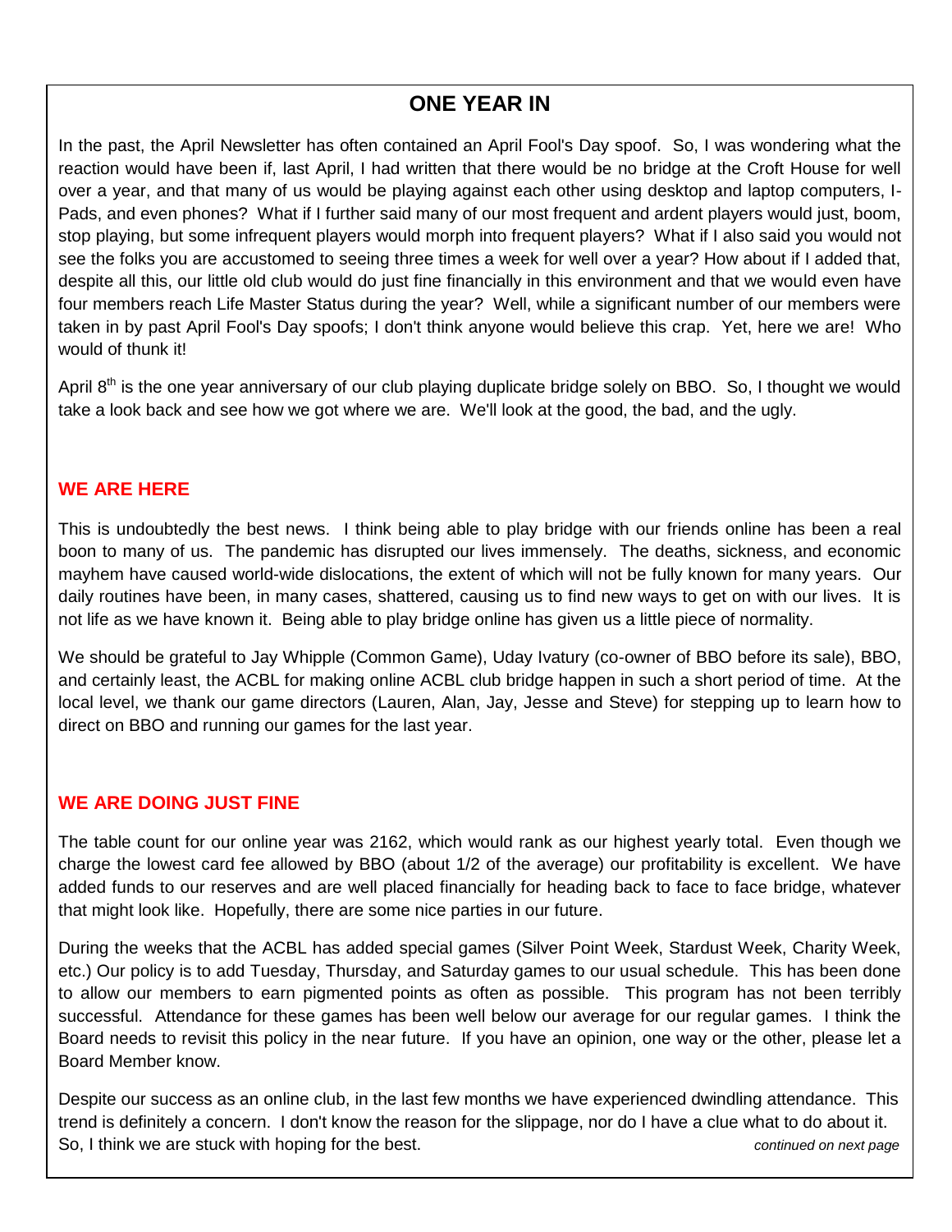# ONE YEAR IN

In the past, the April Newsletter has often contained an April Fool's Day spoof. So, I was wondering what the reaction would have been if, last April, I had written that there would be no bridge at the Croft House for well over a year, and that many of us would be playing against each other using desktop and laptop computers, I-Pads, and even phones? What if I further said many of our most frequent and ardent players would just, boom, stop playing, but some infrequent players would morph into frequent players? What if I also said you would not see the folks you are accustomed to seeing three times a week for well over a year? How about if I added that, despite all this, our little old club would do just fine financially in this environment and that we would even have four members reach Life Master Status during the year? Well, while a significant number of our members were taken in by past April Fool's Day spoofs; I don't think anyone would believe this crap. Yet, here we are! Who would of thunk it!

April 8th is the one year anniversary of our club playing duplicate bridge solely on BBO. So, I thought we would take a look back and see how we got where we are. We'll look at the good, the bad, and the ugly.

## WE ARE HERE

This is undoubtedly the best news. I think being able to play bridge with our friends online has been a real boon to many of us. The pandemic has disrupted our lives immensely. The deaths, sickness, and economic mayhem have caused world-wide dislocations, the extent of which will not be fully known for many years. Our daily routines have been, in many cases, shattered, causing us to find new ways to get on with our lives. It is not life as we have known it. Being able to play bridge online has given us a little piece of normality.

We should be grateful to Jay Whipple (Common Game), Uday Ivatury (co-owner of BBO before its sale), BBO, and certainly least, the ACBL for making online ACBL club bridge happen in such a short period of time. At the local level, we thank our game directors (Lauren, Alan, Jay, Jesse and Steve) for stepping up to learn how to direct on BBO and running our games for the last year.

## WE ARE DOING JUST FINE

The table count for our online year was 2162, which would rank as our highest yearly total. Even though we charge the lowest card fee allowed by BBO (about 1/2 of the average) our profitability is excellent. We have added funds to our reserves and are well placed financially for heading back to face to face bridge, whatever that might look like. Hopefully, there are some nice parties in our future.

During the weeks that the ACBL has added special games (Silver Point Week, Stardust Week, Charity Week, etc.) Our policy is to add Tuesday, Thursday, and Saturday games to our usual schedule. This has been done to allow our members to earn pigmented points as often as possible. This program has not been terribly successful. Attendance for these games has been well below our average for our regular games. I think the Board needs to revisit this policy in the near future. If you have an opinion, one way or the other, please let a Board Member know.

Despite our success as an online club, in the last few months we have experienced dwindling attendance. This trend is definitely a concern. I don't know the reason for the slippage, nor do I have a clue what to do about it. So, I think we are stuck with hoping for the best.

*continued on next page*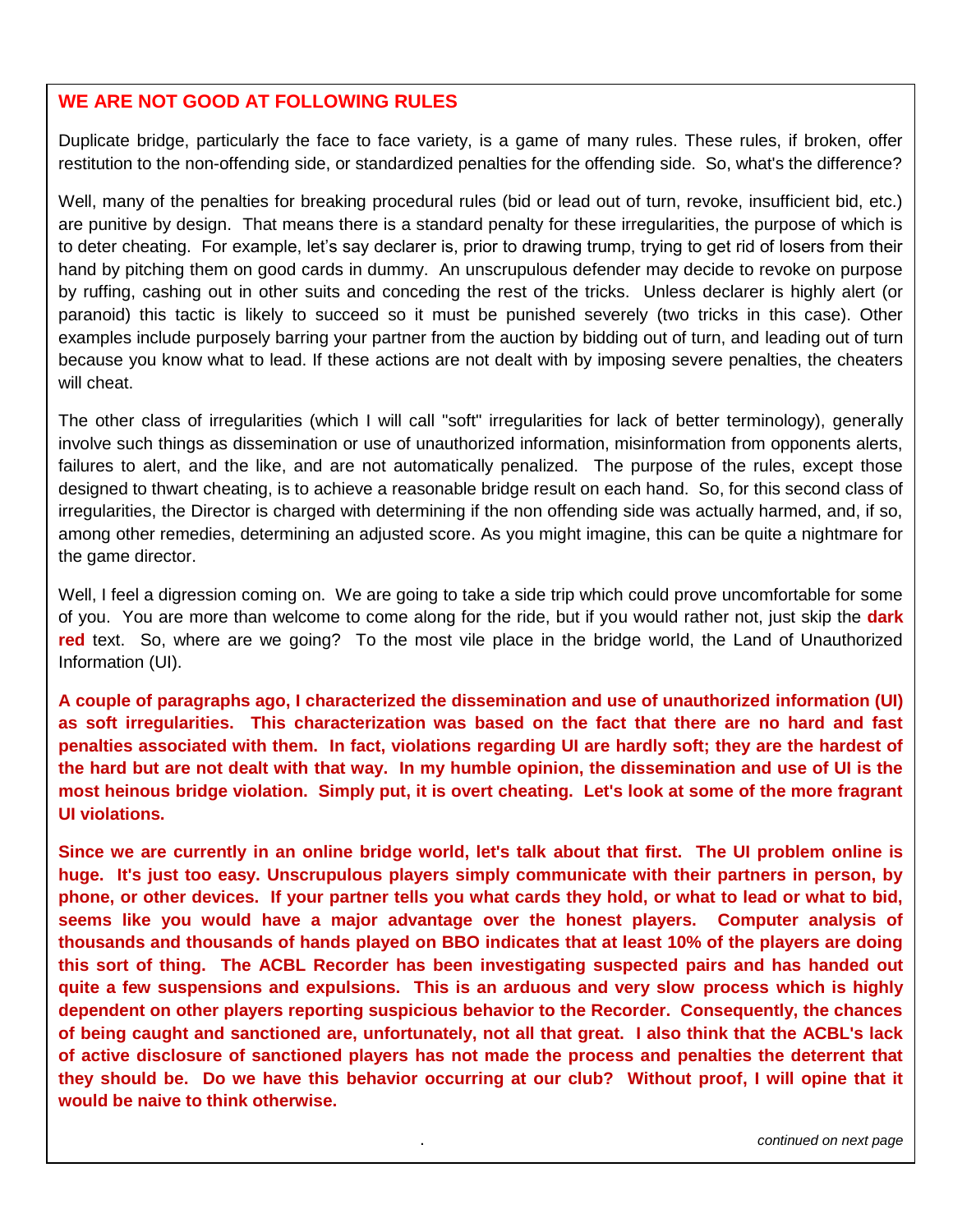## WE ARE NOT GOOD AT FOLLOWING RULES

Duplicate bridge, particularly the face to face variety, is a game of many rules. These rules, if broken, offer restitution to the non-offending side, or standardized penalties for the offending side. So, what's the difference?

Well, many of the penalties for breaking procedural rules (bid or lead out of turn, revoke, insufficient bid, etc.) are punitive by design. That means there is a standard penalty for these irregularities, the purpose of which is to deter cheating. For example, let's say declarer is, prior to drawing trump, trying to get rid of losers from their hand by pitching them on good cards in dummy. An unscrupulous defender may decide to revoke on purpose by ruffing, cashing out in other suits and conceding the rest of the tricks. Unless declarer is highly alert (or paranoid) this tactic is likely to succeed so it must be punished severely (two tricks in this case). Other examples include purposely barring your partner from the auction by bidding out of turn, and leading out of turn because you know what to lead. If these actions are not dealt with by imposing severe penalties, the cheaters will cheat.

The other class of irregularities (which I will call "soft" irregularities for lack of better terminology), generally involve such things as dissemination or use of unauthorized information, misinformation from opponents alerts, failures to alert, and the like, and are not automatically penalized. The purpose of the rules, except those designed to thwart cheating, is to achieve a reasonable bridge result on each hand. So, for this second class of irregularities, the Director is charged with determining if the non offending side was actually harmed, and, if so, among other remedies, determining an adjusted score. As you might imagine, this can be quite a nightmare for the game director.

Well, I feel a digression coming on. We are going to take a side trip which could prove uncomfortable for some of you. You are more than welcome to come along for the ride, but if you would rather not, just skip the **dark red** text. So, where are we going? To the most vile place in the bridge world, the Land of Unauthorized Information (UI).

**A couple of paragraphs ago, I characterized the dissemination and use of unauthorized information (UI) as soft irregularities. This characterization was based on the fact that there are no hard and fast penalties associated with them. In fact, violations regarding UI are hardly soft; they are the hardest of the hard but are not dealt with that way. In my humble opinion, the dissemination and use of UI is the most heinous bridge violation. Simply put, it is overt cheating. Let's look at some of the more fragrant UI violations.**

**Since we are currently in an online bridge world, let's talk about that first. The UI problem online is huge. It's just too easy. Unscrupulous players simply communicate with their partners in person, by phone, or other devices. If your partner tells you what cards they hold, or what to lead or what to bid, seems like you would have a major advantage over the honest players. Computer analysis of thousands and thousands of hands played on BBO indicates that at least 10% of the players are doing this sort of thing. The ACBL Recorder has been investigating suspected pairs and has handed out quite a few suspensions and expulsions. This is an arduous and very slow process which is highly dependent on other players reporting suspicious behavior to the Recorder. Consequently, the chances of being caught and sanctioned are, unfortunately, not all that great. I also think that the ACBL's lack of active disclosure of sanctioned players has not made the process and penalties the deterrent that they should be. Do we have this behavior occurring at our club? Without proof, I will opine that it would be naive to think otherwise.**

*continued on next page*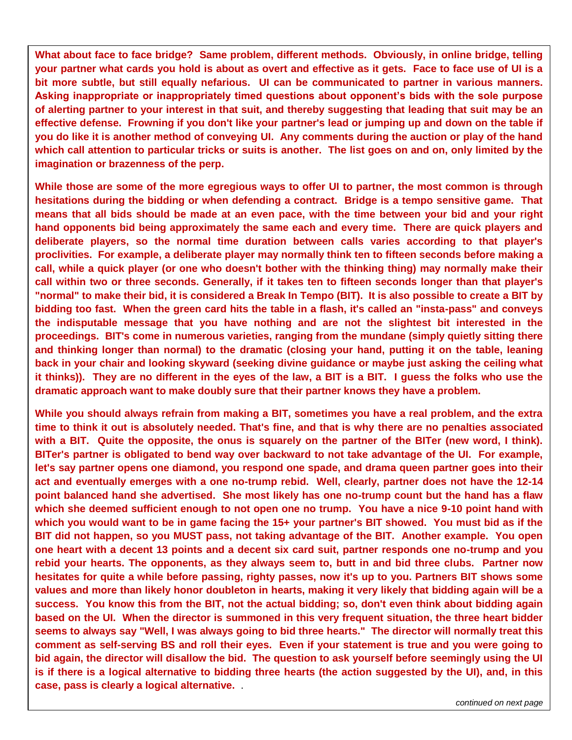**What about face to face bridge? Same problem, different methods. Obviously, in online bridge, telling your partner what cards you hold is about as overt and effective as it gets. Face to face use of UI is a bit more subtle, but still equally nefarious. UI can be communicated to partner in various manners. Asking inappropriate or inappropriately timed questions about opponent's bids with the sole purpose of alerting partner to your interest in that suit, and thereby suggesting that leading that suit may be an effective defense. Frowning if you don't like your partner's lead or jumping up and down on the table if you do like it is another method of conveying UI. Any comments during the auction or play of the hand which call attention to particular tricks or suits is another. The list goes on and on, only limited by the imagination or brazenness of the perp.**

**While those are some of the more egregious ways to offer UI to partner, the most common is through hesitations during the bidding or when defending a contract. Bridge is a tempo sensitive game. That means that all bids should be made at an even pace, with the time between your bid and your right hand opponents bid being approximately the same each and every time. There are quick players and deliberate players, so the normal time duration between calls varies according to that player's proclivities. For example, a deliberate player may normally think ten to fifteen seconds before making a call, while a quick player (or one who doesn't bother with the thinking thing) may normally make their call within two or three seconds. Generally, if it takes ten to fifteen seconds longer than that player's "normal" to make their bid, it is considered a Break In Tempo (BIT). It is also possible to create a BIT by bidding too fast. When the green card hits the table in a flash, it's called an "insta-pass" and conveys the indisputable message that you have nothing and are not the slightest bit interested in the proceedings. BIT's come in numerous varieties, ranging from the mundane (simply quietly sitting there and thinking longer than normal) to the dramatic (closing your hand, putting it on the table, leaning back in your chair and looking skyward (seeking divine guidance or maybe just asking the ceiling what it thinks)). They are no different in the eyes of the law, a BIT is a BIT. I guess the folks who use the dramatic approach want to make doubly sure that their partner knows they have a problem.**

**While you should always refrain from making a BIT, sometimes you have a real problem, and the extra time to think it out is absolutely needed. That's fine, and that is why there are no penalties associated with a BIT. Quite the opposite, the onus is squarely on the partner of the BITer (new word, I think). BITer's partner is obligated to bend way over backward to not take advantage of the UI. For example, let's say partner opens one diamond, you respond one spade, and drama queen partner goes into their act and eventually emerges with a one no-trump rebid. Well, clearly, partner does not have the 12-14 point balanced hand she advertised. She most likely has one no-trump count but the hand has a flaw which she deemed sufficient enough to not open one no trump. You have a nice 9-10 point hand with which you would want to be in game facing the 15+ your partner's BIT showed. You must bid as if the BIT did not happen, so you MUST pass, not taking advantage of the BIT. Another example. You open one heart with a decent 13 points and a decent six card suit, partner responds one no-trump and you rebid your hearts. The opponents, as they always seem to, butt in and bid three clubs. Partner now hesitates for quite a while before passing, righty passes, now it's up to you. Partners BIT shows some values and more than likely honor doubleton in hearts, making it very likely that bidding again will be a success. You know this from the BIT, not the actual bidding; so, don't even think about bidding again based on the UI. When the director is summoned in this very frequent situation, the three heart bidder seems to always say "Well, I was always going to bid three hearts." The director will normally treat this comment as self-serving BS and roll their eyes. Even if your statement is true and you were going to bid again, the director will disallow the bid. The question to ask yourself before seemingly using the UI is if there is a logical alternative to bidding three hearts (the action suggested by the UI), and, in this case, pass is clearly a logical alternative.** .

*continued on next page*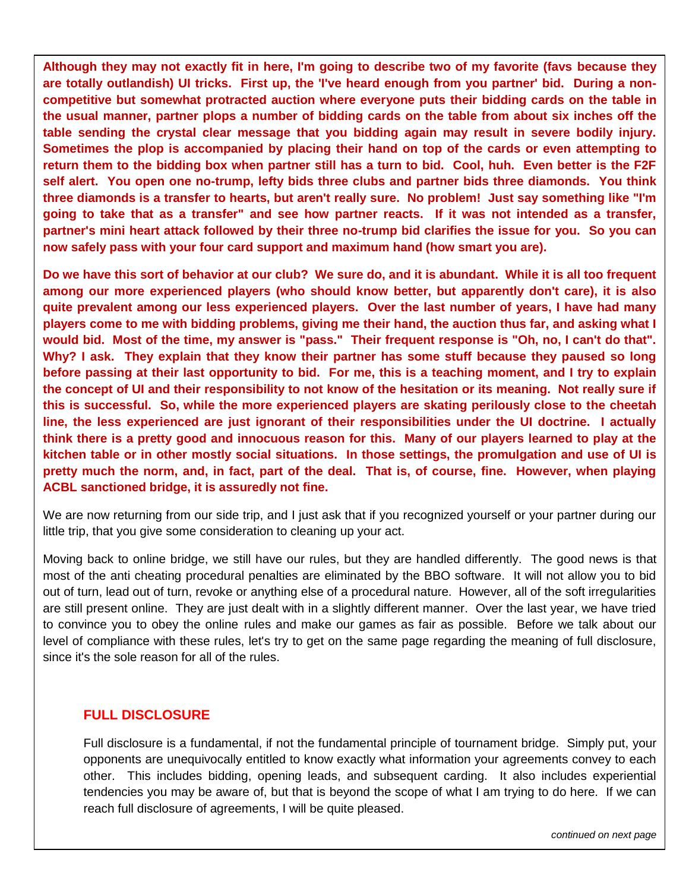**Although they may not exactly fit in here, I'm going to describe two of my favorite (favs because they are totally outlandish) UI tricks. First up, the 'I've heard enough from you partner' bid. During a non-competitive but somewhat protracted auction where everyone puts their bidding cards on the table in the usual manner, partner plops a number of bidding cards on the table from about six inches off the table sending the crystal clear message that you bidding again may result in severe bodily injury. Sometimes the plop is accompanied by placing their hand on top of the cards or even attempting to return them to the bidding box when partner still has a turn to bid. Cool, huh. Even better is the F2F self alert. You open one no-trump, lefty bids three clubs and partner bids three diamonds. You think three diamonds is a transfer to hearts, but aren't really sure. No problem! Just say something like "I'm going to take that as a transfer" and see how partner reacts. If it was not intended as a transfer, partner's mini heart attack followed by their three no-trump bid clarifies the issue for you. So you can now safely pass with your four card support and maximum hand (how smart you are).**

**Do we have this sort of behavior at our club? We sure do, and it is abundant. While it is all too frequent among our more experienced players (who should know better, but apparently don't care), it is also quite prevalent among our less experienced players. Over the last number of years, I have had many players come to me with bidding problems, giving me their hand, the auction thus far, and asking what I would bid. Most of the time, my answer is "pass." Their frequent response is "Oh, no, I can't do that". Why? I ask. They explain that they know their partner has some stuff because they paused so long before passing at their last opportunity to bid. For me, this is a teaching moment, and I try to explain the concept of UI and their responsibility to not know of the hesitation or its meaning. Not really sure if this is successful. So, while the more experienced players are skating perilously close to the cheetah line, the less experienced are just ignorant of their responsibilities under the UI doctrine. I actually think there is a pretty good and innocuous reason for this. Many of our players learned to play at the kitchen table or in other mostly social situations. In those settings, the promulgation and use of UI is pretty much the norm, and, in fact, part of the deal. That is, of course, fine. However, when playing ACBL sanctioned bridge, it is assuredly not fine.**

We are now returning from our side trip, and I just ask that if you recognized yourself or your partner during our little trip, that you give some consideration to cleaning up your act.

Moving back to online bridge, we still have our rules, but they are handled differently. The good news is that most of the anti cheating procedural penalties are eliminated by the BBO software. It will not allow you to bid out of turn, lead out of turn, revoke or anything else of a procedural nature. However, all of the soft irregularities are still present online. They are just dealt with in a slightly different manner. Over the last year, we have tried to convince you to obey the online rules and make our games as fair as possible. Before we talk about our level of compliance with these rules, let's try to get on the same page regarding the meaning of full disclosure, since it's the sole reason for all of the rules.

## FULL DISCLOSURE

Full disclosure is a fundamental, if not the fundamental principle of tournament bridge. Simply put, your opponents are unequivocally entitled to know exactly what information your agreements convey to each other. This includes bidding, opening leads, and subsequent carding. It also includes experiential tendencies you may be aware of, but that is beyond the scope of what I am trying to do here. If we can reach full disclosure of agreements, I will be quite pleased.

*continued on next page*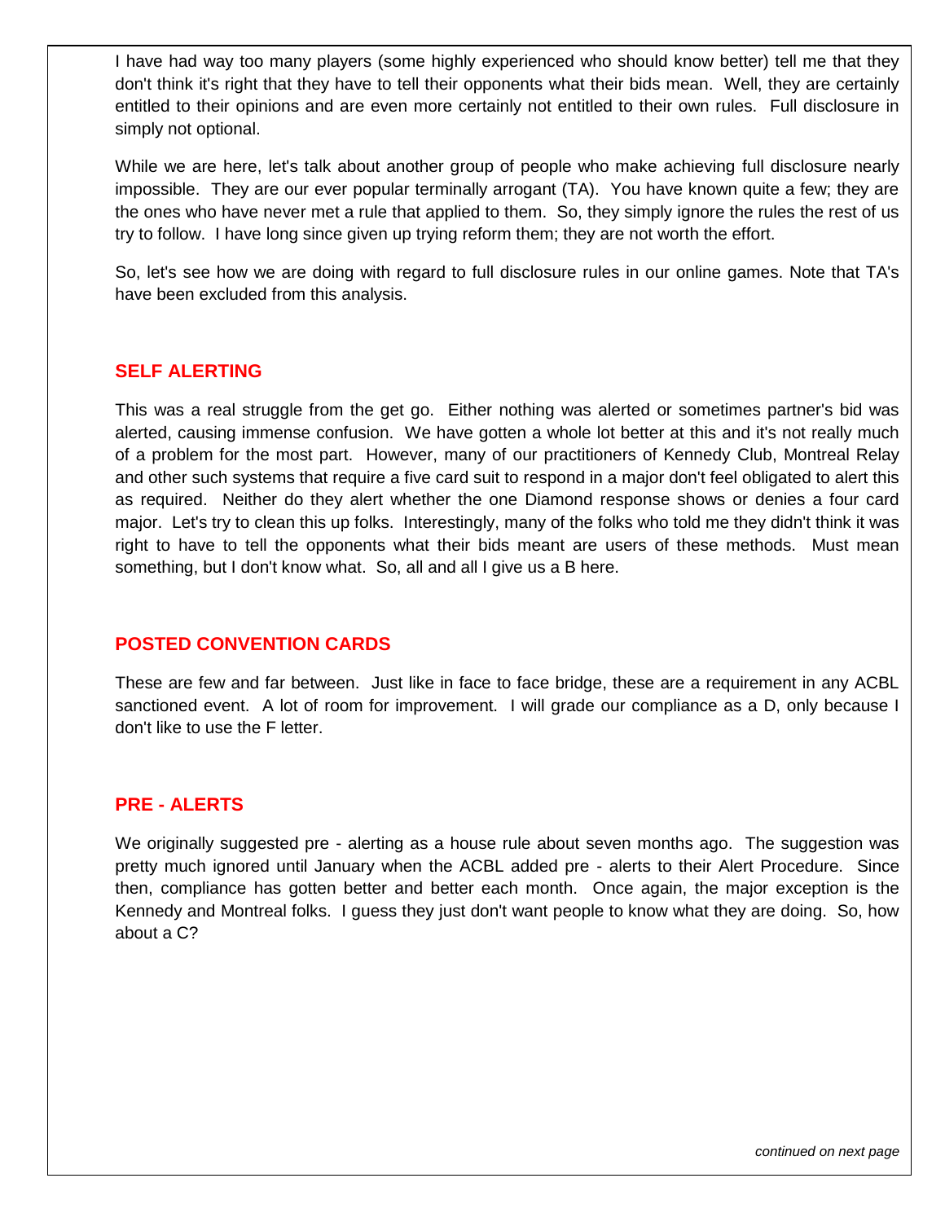I have had way too many players (some highly experienced who should know better) tell me that they don't think it's right that they have to tell their opponents what their bids mean. Well, they are certainly entitled to their opinions and are even more certainly not entitled to their own rules. Full disclosure in simply not optional.

While we are here, let's talk about another group of people who make achieving full disclosure nearly impossible. They are our ever popular terminally arrogant (TA). You have known quite a few; they are the ones who have never met a rule that applied to them. So, they simply ignore the rules the rest of us try to follow. I have long since given up trying reform them; they are not worth the effort.

So, let's see how we are doing with regard to full disclosure rules in our online games. Note that TA's have been excluded from this analysis.

## SELF ALERTING

This was a real struggle from the get go. Either nothing was alerted or sometimes partner's bid was alerted, causing immense confusion. We have gotten a whole lot better at this and it's not really much of a problem for the most part. However, many of our practitioners of Kennedy Club, Montreal Relay and other such systems that require a five card suit to respond in a major don't feel obligated to alert this as required. Neither do they alert whether the one Diamond response shows or denies a four card major. Let's try to clean this up folks. Interestingly, many of the folks who told me they didn't think it was right to have to tell the opponents what their bids meant are users of these methods. Must mean something, but I don't know what. So, all and all I give us a B here.

## POSTED CONVENTION CARDS

These are few and far between. Just like in face to face bridge, these are a requirement in any ACBL sanctioned event. A lot of room for improvement. I will grade our compliance as a D, only because I don't like to use the F letter.

## PRE - ALERTS

We originally suggested pre - alerting as a house rule about seven months ago. The suggestion was pretty much ignored until January when the ACBL added pre - alerts to their Alert Procedure. Since then, compliance has gotten better and better each month. Once again, the major exception is the Kennedy and Montreal folks. I guess they just don't want people to know what they are doing. So, how about a C?

*continued on next page*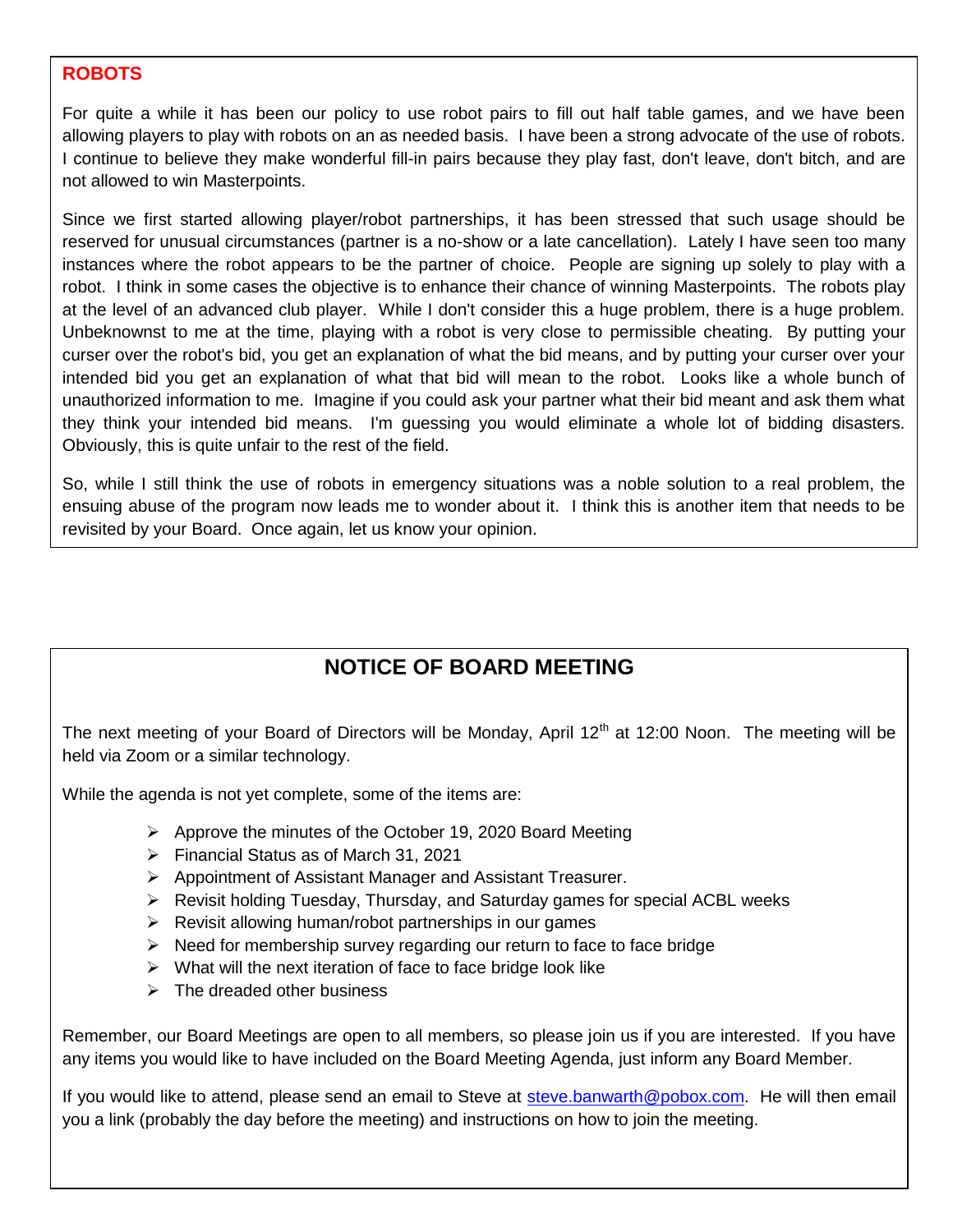## ROBOTS

For quite a while it has been our policy to use robot pairs to fill out half table games, and we have been allowing players to play with robots on an as needed basis. I have been a strong advocate of the use of robots. I continue to believe they make wonderful fill-in pairs because they play fast, don't leave, don't bitch, and are not allowed to win Masterpoints.

Since we first started allowing player/robot partnerships, it has been stressed that such usage should be reserved for unusual circumstances (partner is a no-show or a late cancellation). Lately I have seen too many instances where the robot appears to be the partner of choice. People are signing up solely to play with a robot. I think in some cases the objective is to enhance their chance of winning Masterpoints. The robots play at the level of an advanced club player. While I don't consider this a huge problem, there is a huge problem. Unbeknownst to me at the time, playing with a robot is very close to permissible cheating. By putting your curser over the robot's bid, you get an explanation of what the bid means, and by putting your curser over your intended bid you get an explanation of what that bid will mean to the robot. Looks like a whole bunch of unauthorized information to me. Imagine if you could ask your partner what their bid meant and ask them what they think your intended bid means. I'm guessing you would eliminate a whole lot of bidding disasters. Obviously, this is quite unfair to the rest of the field.

So, while I still think the use of robots in emergency situations was a noble solution to a real problem, the ensuing abuse of the program now leads me to wonder about it. I think this is another item that needs to be revisited by your Board. Once again, let us know your opinion.

## NOTICE OF BOARD MEETING

The next meeting of your Board of Directors will be Monday, April 12th at 12:00 Noon. The meeting will be held via Zoom or a similar technology.

While the agenda is not yet complete, some of the items are:

- Approve the minutes of the October 19, 2020 Board Meeting
- Financial Status as of March 31, 2021
- Appointment of Assistant Manager and Assistant Treasurer.
- Revisit holding Tuesday, Thursday, and Saturday games for special ACBL weeks
- Revisit allowing human/robot partnerships in our games
- Need for membership survey regarding our return to face to face bridge
- What will the next iteration of face to face bridge look like
- The dreaded other business

Remember, our Board Meetings are open to all members, so please join us if you are interested. If you have any items you would like to have included on the Board Meeting Agenda, just inform any Board Member.

If you would like to attend, please send an email to Steve at steve.banwarth@pobox.com. He will then email you a link (probably the day before the meeting) and instructions on how to join the meeting.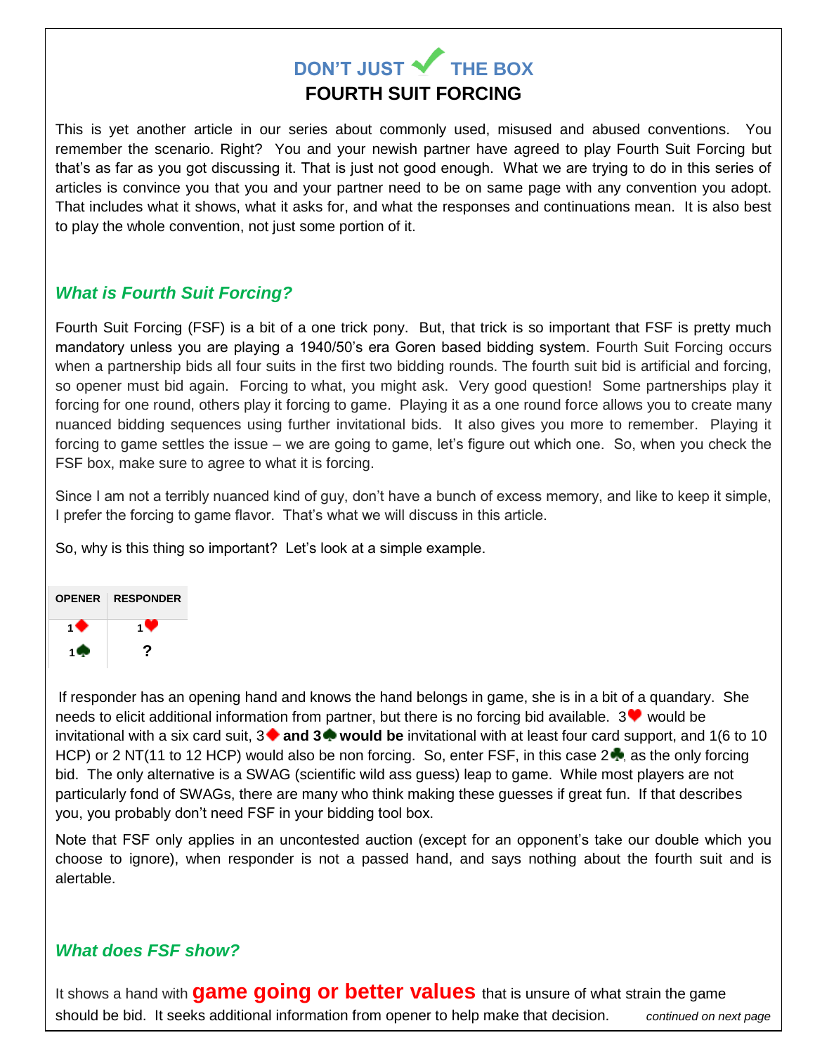# DON'T JUST ✔ THE BOX

## FOURTH SUIT FORCING

This is yet another article in our series about commonly used, misused and abused conventions. You remember the scenario. Right? You and your newish partner have agreed to play Fourth Suit Forcing but that's as far as you got discussing it. That is just not good enough. What we are trying to do in this series of articles is convince you that you and your partner need to be on same page with any convention you adopt. That includes what it shows, what it asks for, and what the responses and continuations mean. It is also best to play the whole convention, not just some portion of it.

### *What is Fourth Suit Forcing?*

Fourth Suit Forcing (FSF) is a bit of a one trick pony. But, that trick is so important that FSF is pretty much mandatory unless you are playing a 1940/50's era Goren based bidding system. Fourth Suit Forcing occurs when a partnership bids all four suits in the first two bidding rounds. The fourth suit bid is artificial and forcing, so opener must bid again. Forcing to what, you might ask. Very good question! Some partnerships play it forcing for one round, others play it forcing to game. Playing it as a one round force allows you to create many nuanced bidding sequences using further invitational bids. It also gives you more to remember. Playing it forcing to game settles the issue – we are going to game, let's figure out which one. So, when you check the FSF box, make sure to agree to what it is forcing.

Since I am not a terribly nuanced kind of guy, don't have a bunch of excess memory, and like to keep it simple, I prefer the forcing to game flavor. That's what we will discuss in this article.

So, why is this thing so important? Let's look at a simple example.

| OPENER | RESPONDER |
|---|---|
| 1♦ | 1♥ |
| 1♠ | ? |

If responder has an opening hand and knows the hand belongs in game, she is in a bit of a quandary. She needs to elicit additional information from partner, but there is no forcing bid available. 3♥ would be invitational with a six card suit, 3♦ **and 3♠ would be** invitational with at least four card support, and 1(6 to 10 HCP) or 2 NT(11 to 12 HCP) would also be non forcing. So, enter FSF, in this case 2♣, as the only forcing bid. The only alternative is a SWAG (scientific wild ass guess) leap to game. While most players are not particularly fond of SWAGs, there are many who think making these guesses if great fun. If that describes you, you probably don't need FSF in your bidding tool box.

Note that FSF only applies in an uncontested auction (except for an opponent's take our double which you choose to ignore), when responder is not a passed hand, and says nothing about the fourth suit and is alertable.

### *What does FSF show?*

It shows a hand with **game going or better values** that is unsure of what strain the game should be bid. It seeks additional information from opener to help make that decision.

*continued on next page*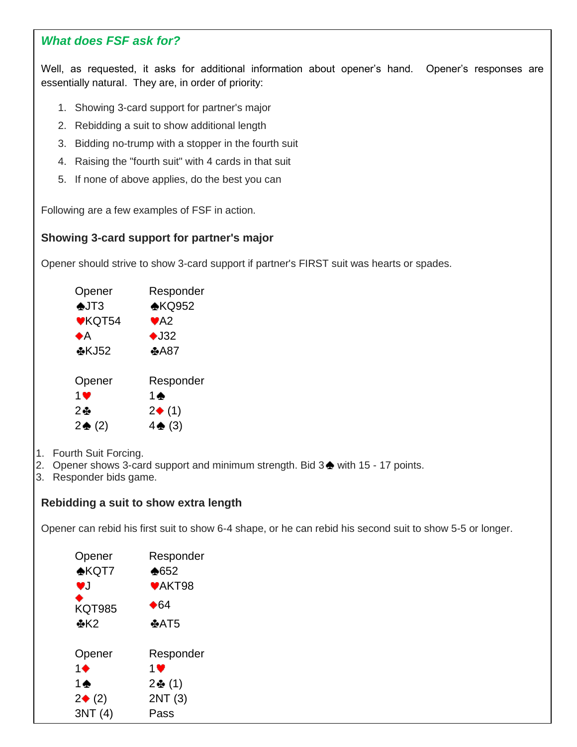## *What does FSF ask for?*

Well, as requested, it asks for additional information about opener's hand. Opener's responses are essentially natural. They are, in order of priority:

1. Showing 3-card support for partner's major
2. Rebidding a suit to show additional length
3. Bidding no-trump with a stopper in the fourth suit
4. Raising the "fourth suit" with 4 cards in that suit
5. If none of above applies, do the best you can

Following are a few examples of FSF in action.

### Showing 3-card support for partner's major

Opener should strive to show 3-card support if partner's FIRST suit was hearts or spades.

| Opener | Responder |
|---|---|
| ♠JT3 | ♠KQ952 |
| ♥KQT54 | ♥A2 |
| ♦A | ♦J32 |
| ♣KJ52 | ♣A87 |

| Opener | Responder |
|---|---|
| 1♥ | 1♠ |
| 2♣ | 2♦ (1) |
| 2♠ (2) | 4♠ (3) |

1. Fourth Suit Forcing.
2. Opener shows 3-card support and minimum strength. Bid 3♠ with 15 - 17 points.
3. Responder bids game.

### Rebidding a suit to show extra length

Opener can rebid his first suit to show 6-4 shape, or he can rebid his second suit to show 5-5 or longer.

| Opener | Responder |
|---|---|
| ♠KQT7 | ♠652 |
| ♥J | ♥AKT98 |
| ♦KQT985 | ♦64 |
| ♣K2 | ♣AT5 |

| Opener | Responder |
|---|---|
| 1♦ | 1♥ |
| 1♠ | 2♣ (1) |
| 2♦ (2) | 2NT (3) |
| 3NT (4) | Pass |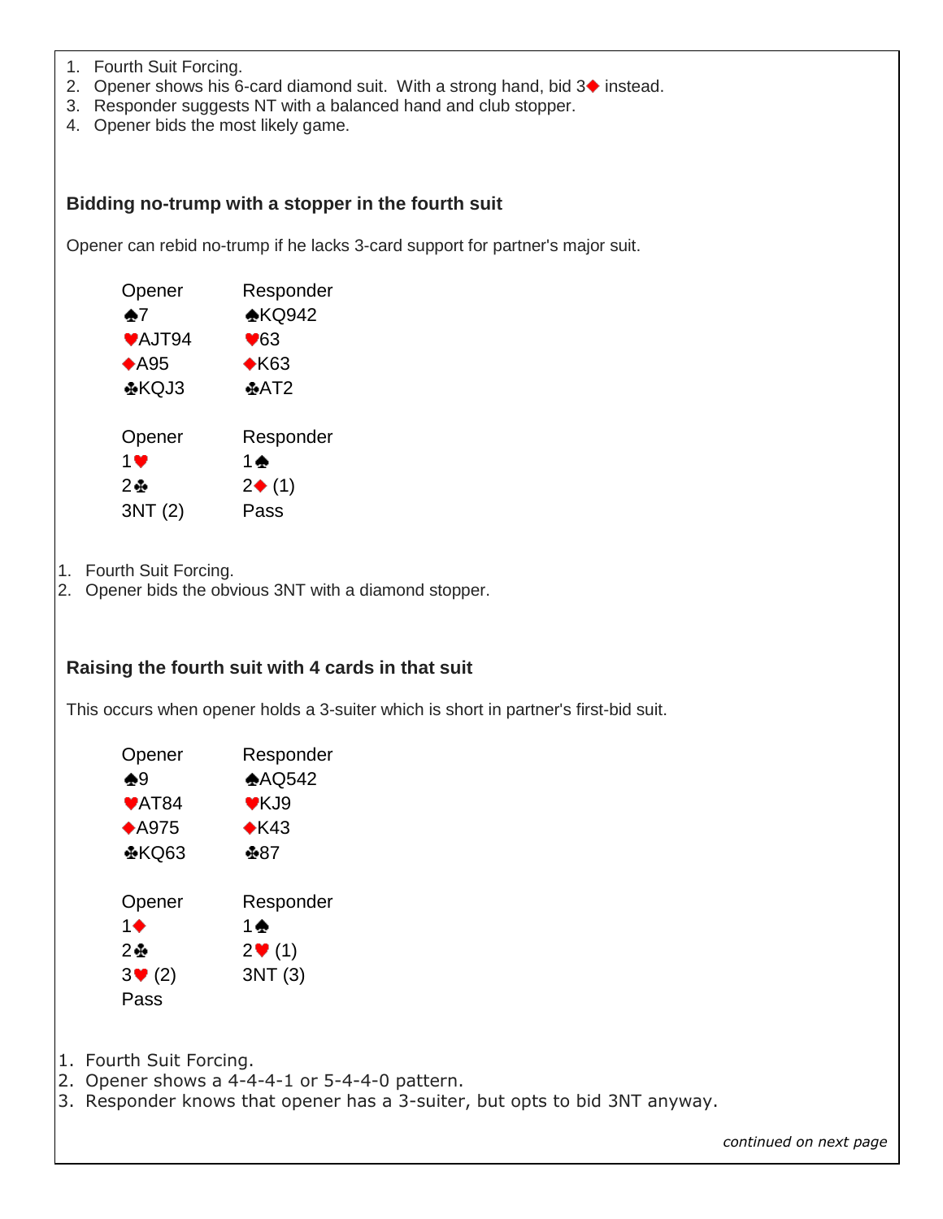1. Fourth Suit Forcing.
2. Opener shows his 6-card diamond suit. With a strong hand, bid 3♦ instead.
3. Responder suggests NT with a balanced hand and club stopper.
4. Opener bids the most likely game.

### Bidding no-trump with a stopper in the fourth suit

Opener can rebid no-trump if he lacks 3-card support for partner's major suit.

| Opener | Responder |
|---|---|
| ♠7 | ♠KQ942 |
| ♥AJT94 | ♥63 |
| ♦A95 | ♦K63 |
| ♣KQJ3 | ♣AT2 |

| Opener | Responder |
|---|---|
| 1♥ | 1♠ |
| 2♣ | 2♦ (1) |
| 3NT (2) | Pass |

1. Fourth Suit Forcing.
2. Opener bids the obvious 3NT with a diamond stopper.

### Raising the fourth suit with 4 cards in that suit

This occurs when opener holds a 3-suiter which is short in partner's first-bid suit.

| Opener | Responder |
|---|---|
| ♠9 | ♠AQ542 |
| ♥AT84 | ♥KJ9 |
| ♦A975 | ♦K43 |
| ♣KQ63 | ♣87 |

| Opener | Responder |
|---|---|
| 1♦ | 1♠ |
| 2♣ | 2♥ (1) |
| 3♥ (2) | 3NT (3) |
| Pass | |

1. Fourth Suit Forcing.
2. Opener shows a 4-4-4-1 or 5-4-4-0 pattern.
3. Responder knows that opener has a 3-suiter, but opts to bid 3NT anyway.

*continued on next page*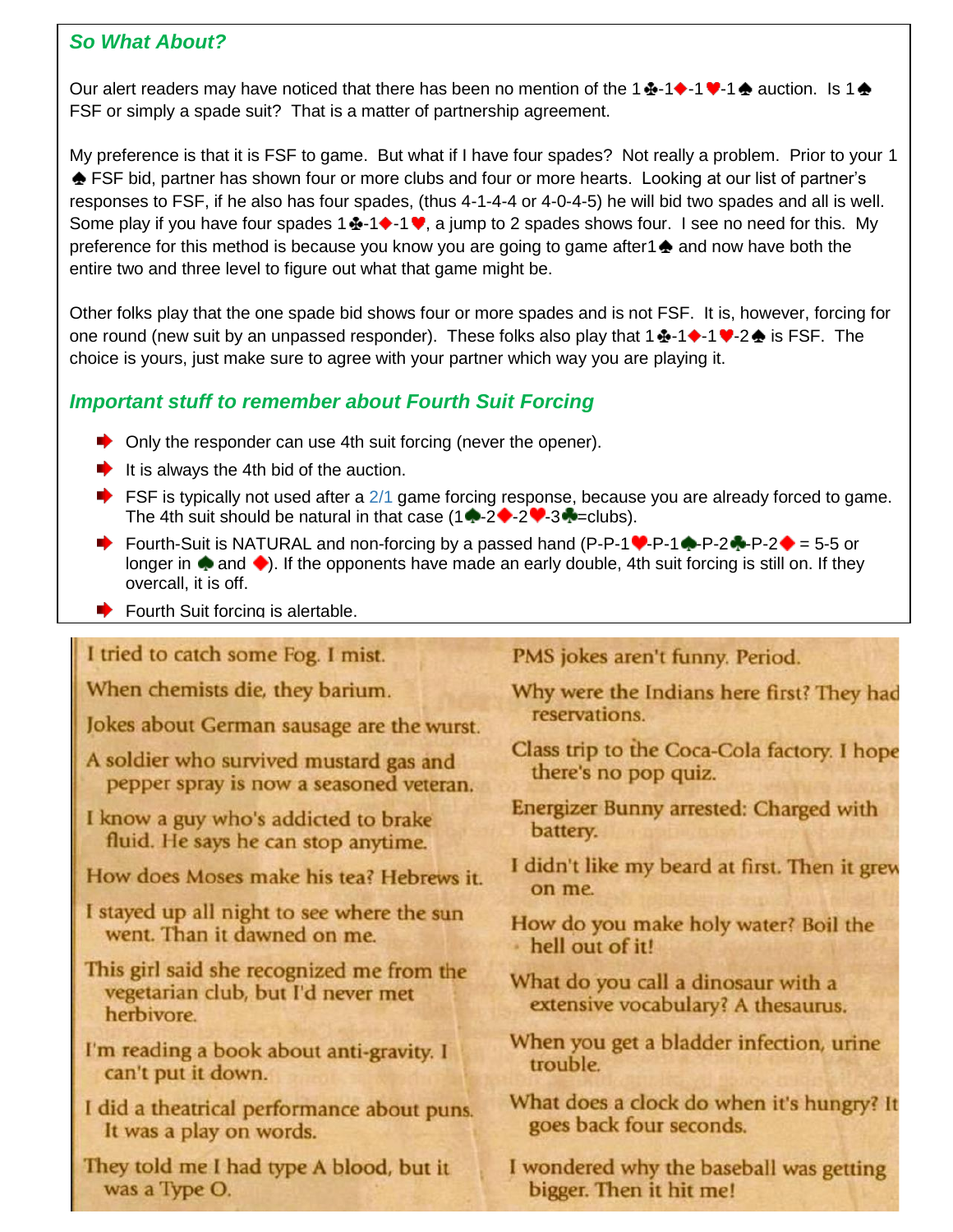### *So What About?*

Our alert readers may have noticed that there has been no mention of the 1♣-1♦-1♥-1♠ auction. Is 1♠ FSF or simply a spade suit? That is a matter of partnership agreement.

My preference is that it is FSF to game. But what if I have four spades? Not really a problem. Prior to your 1♠ FSF bid, partner has shown four or more clubs and four or more hearts. Looking at our list of partner's responses to FSF, if he also has four spades, (thus 4-1-4-4 or 4-0-4-5) he will bid two spades and all is well. Some play if you have four spades 1♣-1♦-1♥, a jump to 2 spades shows four. I see no need for this. My preference for this method is because you know you are going to game after1♠ and now have both the entire two and three level to figure out what that game might be.

Other folks play that the one spade bid shows four or more spades and is not FSF. It is, however, forcing for one round (new suit by an unpassed responder). These folks also play that 1♣-1♦-1♥-2♠ is FSF. The choice is yours, just make sure to agree with your partner which way you are playing it.

### *Important stuff to remember about Fourth Suit Forcing*

- Only the responder can use 4th suit forcing (never the opener).
- It is always the 4th bid of the auction.
- FSF is typically not used after a 2/1 game forcing response, because you are already forced to game. The 4th suit should be natural in that case (1♠-2♦-2♥-3♣=clubs).
- Fourth-Suit is NATURAL and non-forcing by a passed hand (P-P-1♥-P-1♠-P-2♣-P-2♦ = 5-5 or longer in ♠ and ♦). If the opponents have made an early double, 4th suit forcing is still on. If they overcall, it is off.
- Fourth Suit forcing is alertable.

I tried to catch some Fog. I mist.

When chemists die, they barium.

Jokes about German sausage are the wurst.

A soldier who survived mustard gas and pepper spray is now a seasoned veteran.

I know a guy who's addicted to brake fluid. He says he can stop anytime.

How does Moses make his tea? Hebrews it.

I stayed up all night to see where the sun went. Than it dawned on me.

This girl said she recognized me from the vegetarian club, but I'd never met herbivore.

I'm reading a book about anti-gravity. I can't put it down.

I did a theatrical performance about puns. It was a play on words.

They told me I had type A blood, but it was a Type O.

PMS jokes aren't funny. Period.

Why were the Indians here first? They had reservations.

Class trip to the Coca-Cola factory. I hope there's no pop quiz.

Energizer Bunny arrested: Charged with battery.

I didn't like my beard at first. Then it grew on me.

How do you make holy water? Boil the hell out of it!

What do you call a dinosaur with a extensive vocabulary? A thesaurus.

When you get a bladder infection, urine trouble.

What does a clock do when it's hungry? It goes back four seconds.

I wondered why the baseball was getting bigger. Then it hit me!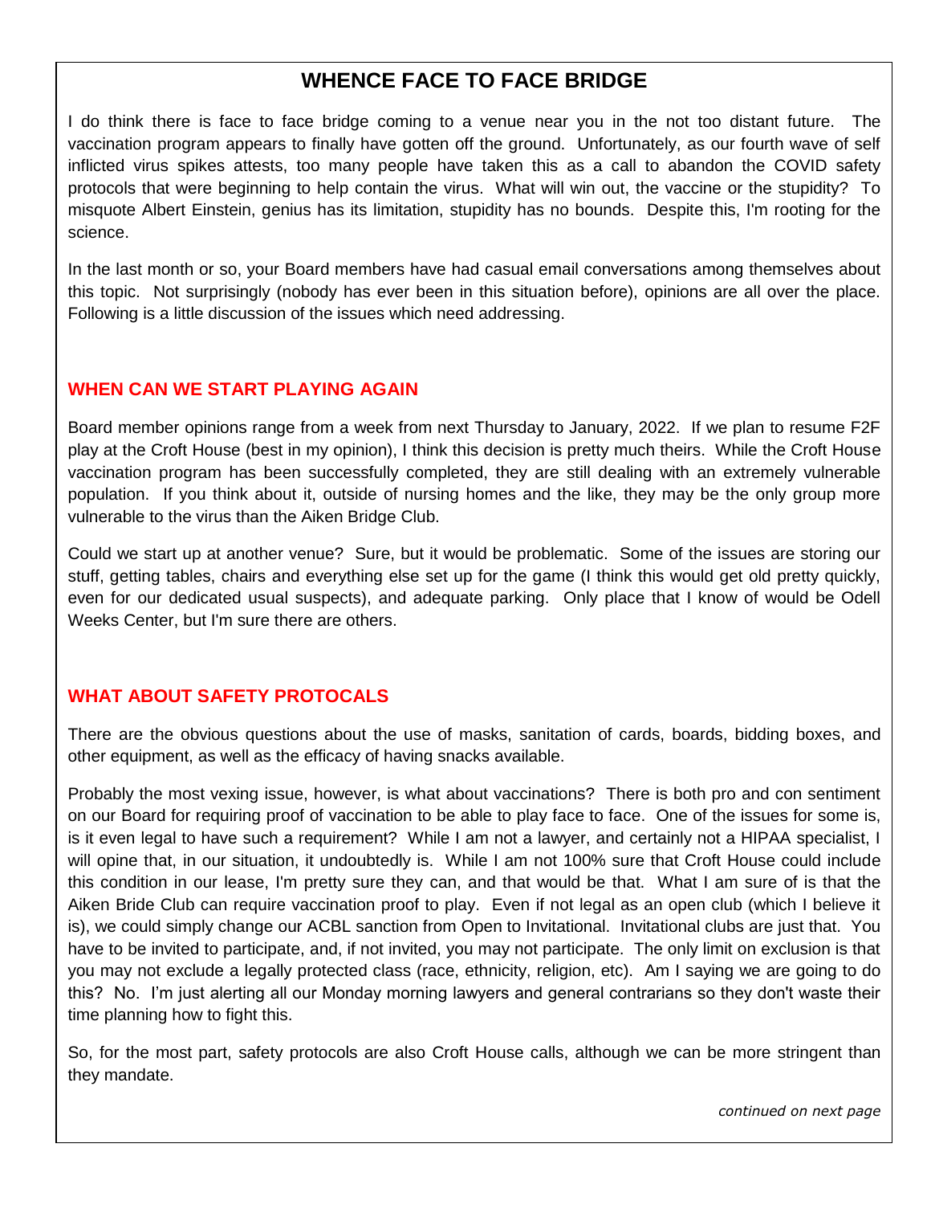# WHENCE FACE TO FACE BRIDGE

I do think there is face to face bridge coming to a venue near you in the not too distant future. The vaccination program appears to finally have gotten off the ground. Unfortunately, as our fourth wave of self inflicted virus spikes attests, too many people have taken this as a call to abandon the COVID safety protocols that were beginning to help contain the virus. What will win out, the vaccine or the stupidity? To misquote Albert Einstein, genius has its limitation, stupidity has no bounds. Despite this, I'm rooting for the science.

In the last month or so, your Board members have had casual email conversations among themselves about this topic. Not surprisingly (nobody has ever been in this situation before), opinions are all over the place. Following is a little discussion of the issues which need addressing.

## WHEN CAN WE START PLAYING AGAIN

Board member opinions range from a week from next Thursday to January, 2022. If we plan to resume F2F play at the Croft House (best in my opinion), I think this decision is pretty much theirs. While the Croft House vaccination program has been successfully completed, they are still dealing with an extremely vulnerable population. If you think about it, outside of nursing homes and the like, they may be the only group more vulnerable to the virus than the Aiken Bridge Club.

Could we start up at another venue? Sure, but it would be problematic. Some of the issues are storing our stuff, getting tables, chairs and everything else set up for the game (I think this would get old pretty quickly, even for our dedicated usual suspects), and adequate parking. Only place that I know of would be Odell Weeks Center, but I'm sure there are others.

## WHAT ABOUT SAFETY PROTOCALS

There are the obvious questions about the use of masks, sanitation of cards, boards, bidding boxes, and other equipment, as well as the efficacy of having snacks available.

Probably the most vexing issue, however, is what about vaccinations? There is both pro and con sentiment on our Board for requiring proof of vaccination to be able to play face to face. One of the issues for some is, is it even legal to have such a requirement? While I am not a lawyer, and certainly not a HIPAA specialist, I will opine that, in our situation, it undoubtedly is. While I am not 100% sure that Croft House could include this condition in our lease, I'm pretty sure they can, and that would be that. What I am sure of is that the Aiken Bride Club can require vaccination proof to play. Even if not legal as an open club (which I believe it is), we could simply change our ACBL sanction from Open to Invitational. Invitational clubs are just that. You have to be invited to participate, and, if not invited, you may not participate. The only limit on exclusion is that you may not exclude a legally protected class (race, ethnicity, religion, etc). Am I saying we are going to do this? No. I'm just alerting all our Monday morning lawyers and general contrarians so they don't waste their time planning how to fight this.

So, for the most part, safety protocols are also Croft House calls, although we can be more stringent than they mandate.

*continued on next page*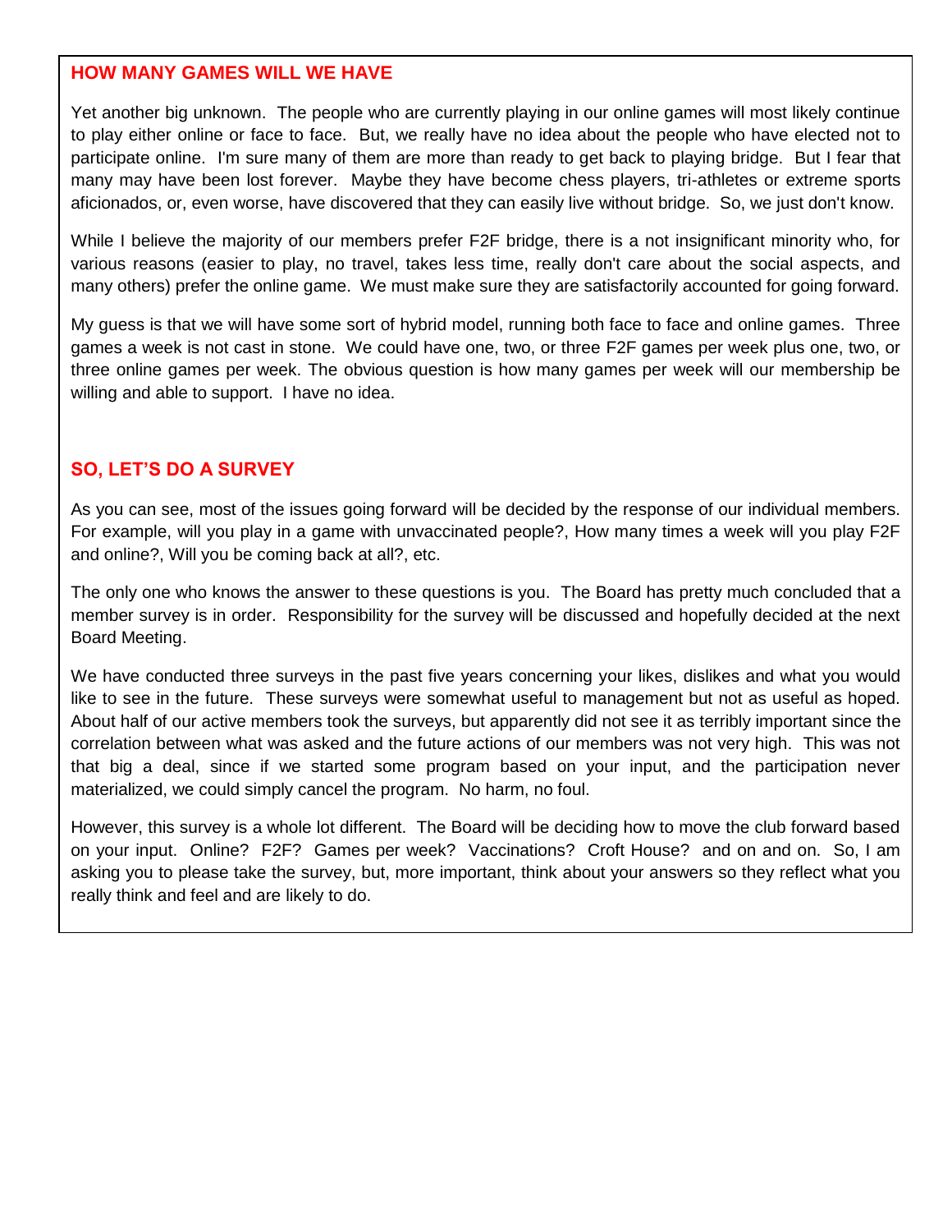## HOW MANY GAMES WILL WE HAVE

Yet another big unknown. The people who are currently playing in our online games will most likely continue to play either online or face to face. But, we really have no idea about the people who have elected not to participate online. I'm sure many of them are more than ready to get back to playing bridge. But I fear that many may have been lost forever. Maybe they have become chess players, tri-athletes or extreme sports aficionados, or, even worse, have discovered that they can easily live without bridge. So, we just don't know.

While I believe the majority of our members prefer F2F bridge, there is a not insignificant minority who, for various reasons (easier to play, no travel, takes less time, really don't care about the social aspects, and many others) prefer the online game. We must make sure they are satisfactorily accounted for going forward.

My guess is that we will have some sort of hybrid model, running both face to face and online games. Three games a week is not cast in stone. We could have one, two, or three F2F games per week plus one, two, or three online games per week. The obvious question is how many games per week will our membership be willing and able to support. I have no idea.

## SO, LET'S DO A SURVEY

As you can see, most of the issues going forward will be decided by the response of our individual members. For example, will you play in a game with unvaccinated people?, How many times a week will you play F2F and online?, Will you be coming back at all?, etc.

The only one who knows the answer to these questions is you. The Board has pretty much concluded that a member survey is in order. Responsibility for the survey will be discussed and hopefully decided at the next Board Meeting.

We have conducted three surveys in the past five years concerning your likes, dislikes and what you would like to see in the future. These surveys were somewhat useful to management but not as useful as hoped. About half of our active members took the surveys, but apparently did not see it as terribly important since the correlation between what was asked and the future actions of our members was not very high. This was not that big a deal, since if we started some program based on your input, and the participation never materialized, we could simply cancel the program. No harm, no foul.

However, this survey is a whole lot different. The Board will be deciding how to move the club forward based on your input. Online? F2F? Games per week? Vaccinations? Croft House? and on and on. So, I am asking you to please take the survey, but, more important, think about your answers so they reflect what you really think and feel and are likely to do.